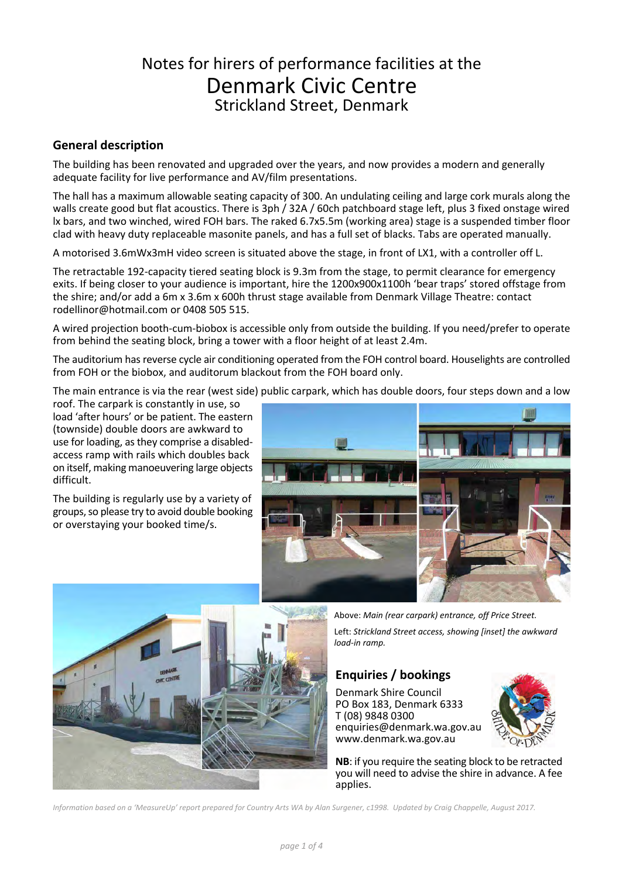# Notes for hirers of performance facilities at the Denmark Civic Centre
## Strickland Street, Denmark

### General description

The building has been renovated and upgraded over the years, and now provides a modern and generally adequate facility for live performance and AV/film presentations.

The hall has a maximum allowable seating capacity of 300. An undulating ceiling and large cork murals along the walls create good but flat acoustics. There is 3ph / 32A / 60ch patchboard stage left, plus 3 fixed onstage wired lx bars, and two winched, wired FOH bars. The raked 6.7x5.5m (working area) stage is a suspended timber floor clad with heavy duty replaceable masonite panels, and has a full set of blacks. Tabs are operated manually.

A motorised 3.6mWx3mH video screen is situated above the stage, in front of LX1, with a controller off L.

The retractable 192-capacity tiered seating block is 9.3m from the stage, to permit clearance for emergency exits. If being closer to your audience is important, hire the 1200x900x1100h 'bear traps' stored offstage from the shire; and/or add a 6m x 3.6m x 600h thrust stage available from Denmark Village Theatre: contact rodellinor@hotmail.com or 0408 505 515.

A wired projection booth-cum-biobox is accessible only from outside the building. If you need/prefer to operate from behind the seating block, bring a tower with a floor height of at least 2.4m.

The auditorium has reverse cycle air conditioning operated from the FOH control board. Houselights are controlled from FOH or the biobox, and auditorum blackout from the FOH board only.

The main entrance is via the rear (west side) public carpark, which has double doors, four steps down and a low roof. The carpark is constantly in use, so load 'after hours' or be patient. The eastern (townside) double doors are awkward to use for loading, as they comprise a disabled-access ramp with rails which doubles back on itself, making manoeuvering large objects difficult.

The building is regularly use by a variety of groups, so please try to avoid double booking or overstaying your booked time/s.

Above: *Main (rear carpark) entrance, off Price Street.*

Left: *Strickland Street access, showing [inset] the awkward load-in ramp.*

### Enquiries / bookings

Denmark Shire Council  
PO Box 183, Denmark 6333  
T (08) 9848 0300  
enquiries@denmark.wa.gov.au  
www.denmark.wa.gov.au

**NB**: if you require the seating block to be retracted you will need to advise the shire in advance. A fee applies.

*Information based on a 'MeasureUp' report prepared for Country Arts WA by Alan Surgener, c1998. Updated by Craig Chappelle, August 2017.*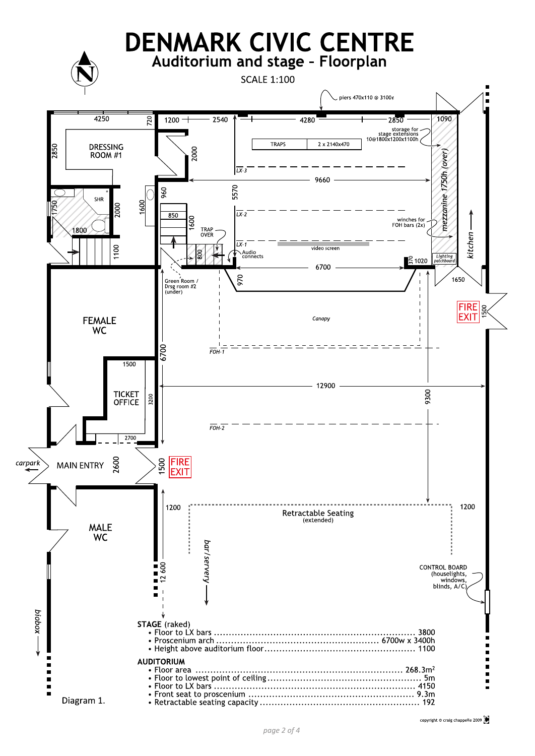# DENMARK CIVIC CENTRE

## Auditorium and stage – Floorplan

SCALE 1:100

piers 470x110 @ 3100¢

4250 | 720 | 1200 | 2540 | 4280 | 2850 | 1090

DRESSING ROOM #1

2850

2000

storage for stage extensions 10@1800x1200x1100h

TRAPS | 2 x 2140x470

LX-3

SHR

1750

2000

1600

960

9660

5570

mezzanine 1750h (over)

850

1600

1800

1100

TRAP OVER

LX-2

winches for FOH bars (2x)

kitchen

800

LX-1

Audio connects

video screen

Lighting patchboard

370 | 1020

6700

Green Room / Drsg room #2 (under)

970

1650

FEMALE WC

Canopy

FIRE EXIT

1500

6700

FOH-1

1500

TICKET OFFICE

3200

12900

9300

FOH-2

2700

carpark

MAIN ENTRY

2600

1500

FIRE EXIT

1200

Retractable Seating (extended)

1200

MALE WC

bar/servery

12 600

CONTROL BOARD (houselights, windows, blinds, A/C)

biobox

Diagram 1.

**STAGE** (raked)

- Floor to LX bars .................... 3800
- Proscenium arch .................... 6700w x 3400h
- Height above auditorium floor .................... 1100

**AUDITORIUM**

- Floor area .................... 268.3m$^2$
- Floor to lowest point of ceiling .................... 5m
- Floor to LX bars .................... 4150
- Front seat to proscenium .................... 9.3m
- Retractable seating capacity .................... 192

copyright © craig chappelle 2009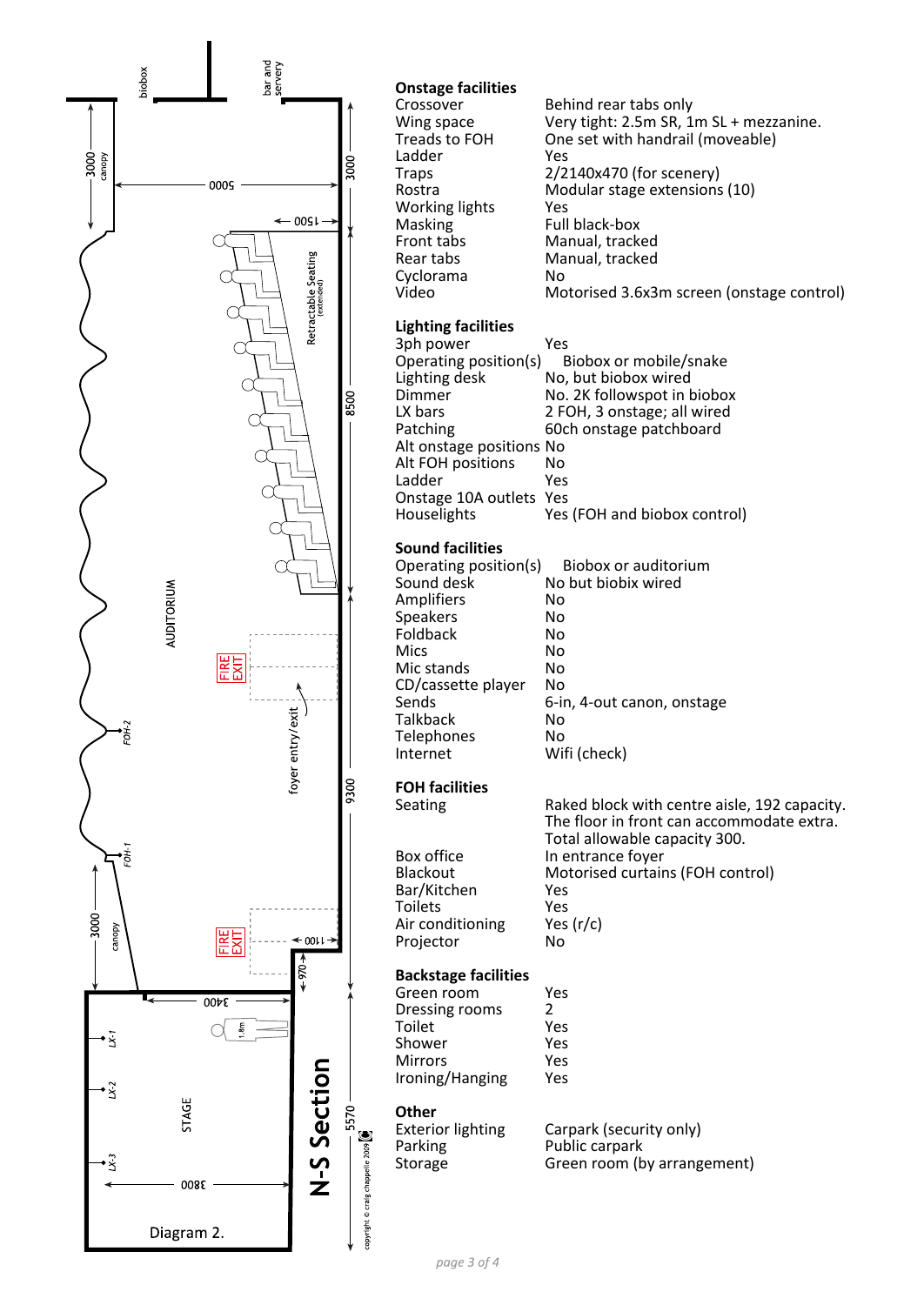### Onstage facilities

| | |
|---|---|
| Crossover | Behind rear tabs only |
| Wing space | Very tight: 2.5m SR, 1m SL + mezzanine. |
| Treads to FOH | One set with handrail (moveable) |
| Ladder | Yes |
| Traps | 2/2140x470 (for scenery) |
| Rostra | Modular stage extensions (10) |
| Working lights | Yes |
| Masking | Full black-box |
| Front tabs | Manual, tracked |
| Rear tabs | Manual, tracked |
| Cyclorama | No |
| Video | Motorised 3.6x3m screen (onstage control) |

### Lighting facilities

| | |
|---|---|
| 3ph power | Yes |
| Operating position(s) | Biobox or mobile/snake |
| Lighting desk | No, but biobox wired |
| Dimmer | No. 2K followspot in biobox |
| LX bars | 2 FOH, 3 onstage; all wired |
| Patching | 60ch onstage patchboard |
| Alt onstage positions | No |
| Alt FOH positions | No |
| Ladder | Yes |
| Onstage 10A outlets | Yes |
| Houselights | Yes (FOH and biobox control) |

### Sound facilities

| | |
|---|---|
| Operating position(s) | Biobox or auditorium |
| Sound desk | No but biobix wired |
| Amplifiers | No |
| Speakers | No |
| Foldback | No |
| Mics | No |
| Mic stands | No |
| CD/cassette player | No |
| Sends | 6-in, 4-out canon, onstage |
| Talkback | No |
| Telephones | No |
| Internet | Wifi (check) |

### FOH facilities

| | |
|---|---|
| Seating | Raked block with centre aisle, 192 capacity. The floor in front can accommodate extra. Total allowable capacity 300. |
| Box office | In entrance foyer |
| Blackout | Motorised curtains (FOH control) |
| Bar/Kitchen | Yes |
| Toilets | Yes |
| Air conditioning | Yes (r/c) |
| Projector | No |

### Backstage facilities

| | |
|---|---|
| Green room | Yes |
| Dressing rooms | 2 |
| Toilet | Yes |
| Shower | Yes |
| Mirrors | Yes |
| Ironing/Hanging | Yes |

### Other

| | |
|---|---|
| Exterior lighting | Carpark (security only) |
| Parking | Public carpark |
| Storage | Green room (by arrangement) |

## N-S Section

Diagram 2.

biobox · bar and servery · canopy · 3000 · 5000 · 1500 · 3000 · Retractable Seating (extended) · 8500 · AUDITORIUM · FIRE EXIT · foyer entry/exit · FOH-2 · FOH-1 · 9300 · 3000 · canopy · FIRE EXIT · 1100 · 970 · 3400 · 1.8m · LX-1 · LX-2 · LX-3 · STAGE · 3800 · 5570

copyright © craig chappelle 2009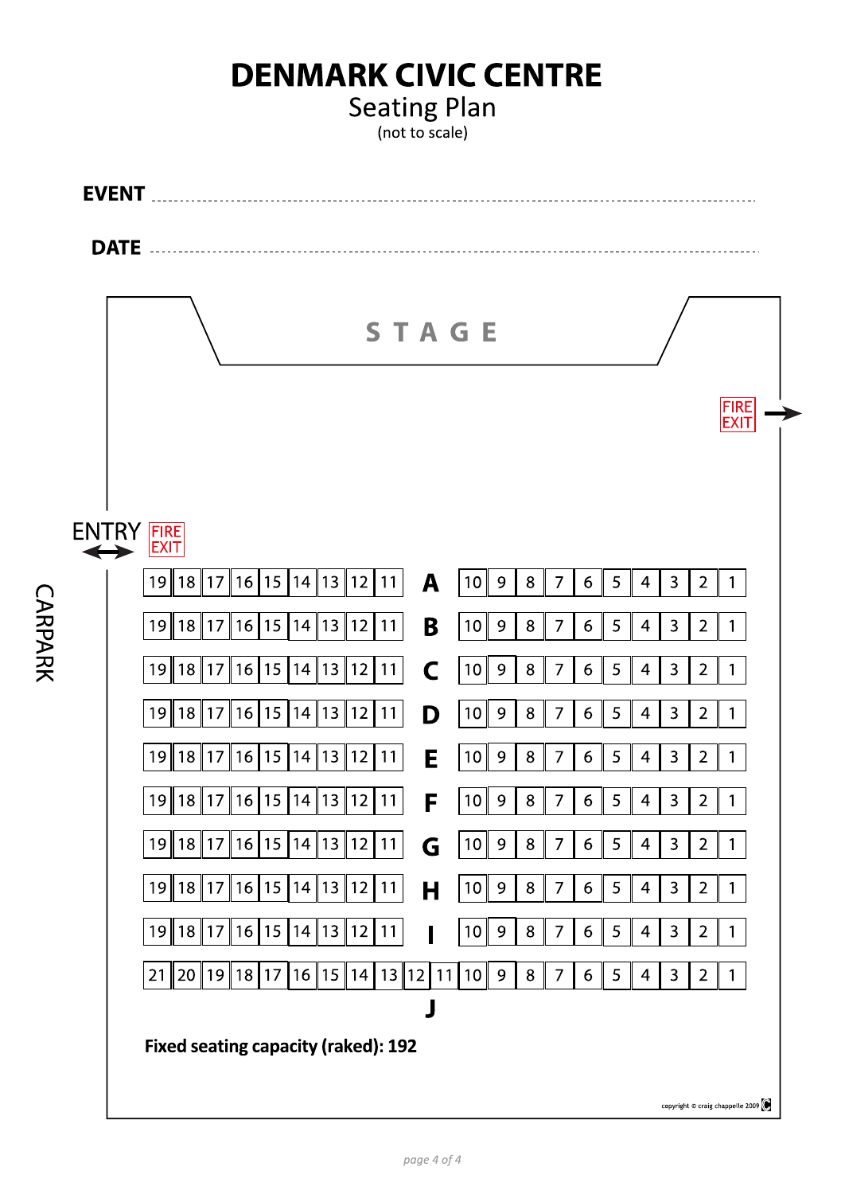# DENMARK CIVIC CENTRE

## Seating Plan

(not to scale)

**EVENT** ..........................................................................................

**DATE** ..........................................................................................

STAGE

FIRE EXIT

ENTRY

FIRE EXIT

CARPARK

| | | | | | | | | | | | | | | | | | | | | | |
|---|---|---|---|---|---|---|---|---|---|---|---|---|---|---|---|---|---|---|---|---|---|
| | | 19 | 18 | 17 | 16 | 15 | 14 | 13 | 12 | 11 | **A** | 10 | 9 | 8 | 7 | 6 | 5 | 4 | 3 | 2 | 1 |
| | | 19 | 18 | 17 | 16 | 15 | 14 | 13 | 12 | 11 | **B** | 10 | 9 | 8 | 7 | 6 | 5 | 4 | 3 | 2 | 1 |
| | | 19 | 18 | 17 | 16 | 15 | 14 | 13 | 12 | 11 | **C** | 10 | 9 | 8 | 7 | 6 | 5 | 4 | 3 | 2 | 1 |
| | | 19 | 18 | 17 | 16 | 15 | 14 | 13 | 12 | 11 | **D** | 10 | 9 | 8 | 7 | 6 | 5 | 4 | 3 | 2 | 1 |
| | | 19 | 18 | 17 | 16 | 15 | 14 | 13 | 12 | 11 | **E** | 10 | 9 | 8 | 7 | 6 | 5 | 4 | 3 | 2 | 1 |
| | | 19 | 18 | 17 | 16 | 15 | 14 | 13 | 12 | 11 | **F** | 10 | 9 | 8 | 7 | 6 | 5 | 4 | 3 | 2 | 1 |
| | | 19 | 18 | 17 | 16 | 15 | 14 | 13 | 12 | 11 | **G** | 10 | 9 | 8 | 7 | 6 | 5 | 4 | 3 | 2 | 1 |
| | | 19 | 18 | 17 | 16 | 15 | 14 | 13 | 12 | 11 | **H** | 10 | 9 | 8 | 7 | 6 | 5 | 4 | 3 | 2 | 1 |
| | | 19 | 18 | 17 | 16 | 15 | 14 | 13 | 12 | 11 | **I** | 10 | 9 | 8 | 7 | 6 | 5 | 4 | 3 | 2 | 1 |
| 21 | 20 | 19 | 18 | 17 | 16 | 15 | 14 | 13 | 12 | 11 | | 10 | 9 | 8 | 7 | 6 | 5 | 4 | 3 | 2 | 1 |
| | | | | | | | | | | | **J** | | | | | | | | | | |

**Fixed seating capacity (raked): 192**

copyright © craig chappelle 2009